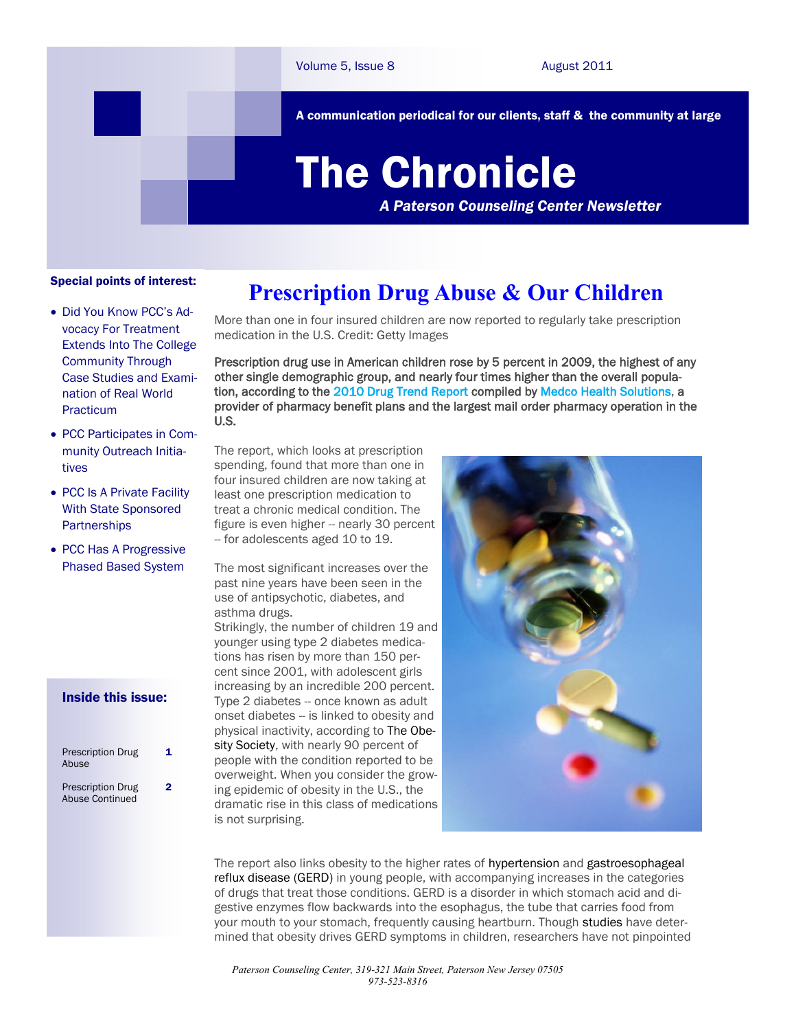A communication periodical for our clients, staff & the community at large

# The Chronicle

*A Paterson Counseling Center Newsletter*

Volume 5, Issue 8 — August 2011

**Special points of interest:**

- Did You Know PCC's Advocacy For Treatment Extends Into The College Community Through Case Studies and Examination of Real World Practicum
- PCC Participates in Community Outreach Initiatives
- PCC Is A Private Facility With State Sponsored Partnerships
- PCC Has A Progressive Phased Based System

**Inside this issue:**

| | |
|---|---|
| Prescription Drug Abuse | 1 |
| Prescription Drug Abuse Continued | 2 |

## Prescription Drug Abuse & Our Children

More than one in four insured children are now reported to regularly take prescription medication in the U.S. Credit: Getty Images

**Prescription drug use in American children rose by 5 percent in 2009, the highest of any other single demographic group, and nearly four times higher than the overall population, according to the 2010 Drug Trend Report compiled by Medco Health Solutions, a provider of pharmacy benefit plans and the largest mail order pharmacy operation in the U.S.**

The report, which looks at prescription spending, found that more than one in four insured children are now taking at least one prescription medication to treat a chronic medical condition. The figure is even higher -- nearly 30 percent -- for adolescents aged 10 to 19.

The most significant increases over the past nine years have been seen in the use of antipsychotic, diabetes, and asthma drugs.
Strikingly, the number of children 19 and younger using type 2 diabetes medications has risen by more than 150 percent since 2001, with adolescent girls increasing by an incredible 200 percent. Type 2 diabetes -- once known as adult onset diabetes -- is linked to obesity and physical inactivity, according to The Obesity Society, with nearly 90 percent of people with the condition reported to be overweight. When you consider the growing epidemic of obesity in the U.S., the dramatic rise in this class of medications is not surprising.

The report also links obesity to the higher rates of hypertension and gastroesophageal reflux disease (GERD) in young people, with accompanying increases in the categories of drugs that treat those conditions. GERD is a disorder in which stomach acid and digestive enzymes flow backwards into the esophagus, the tube that carries food from your mouth to your stomach, frequently causing heartburn. Though studies have determined that obesity drives GERD symptoms in children, researchers have not pinpointed

*Paterson Counseling Center, 319-321 Main Street, Paterson New Jersey 07505*
*973-523-8316*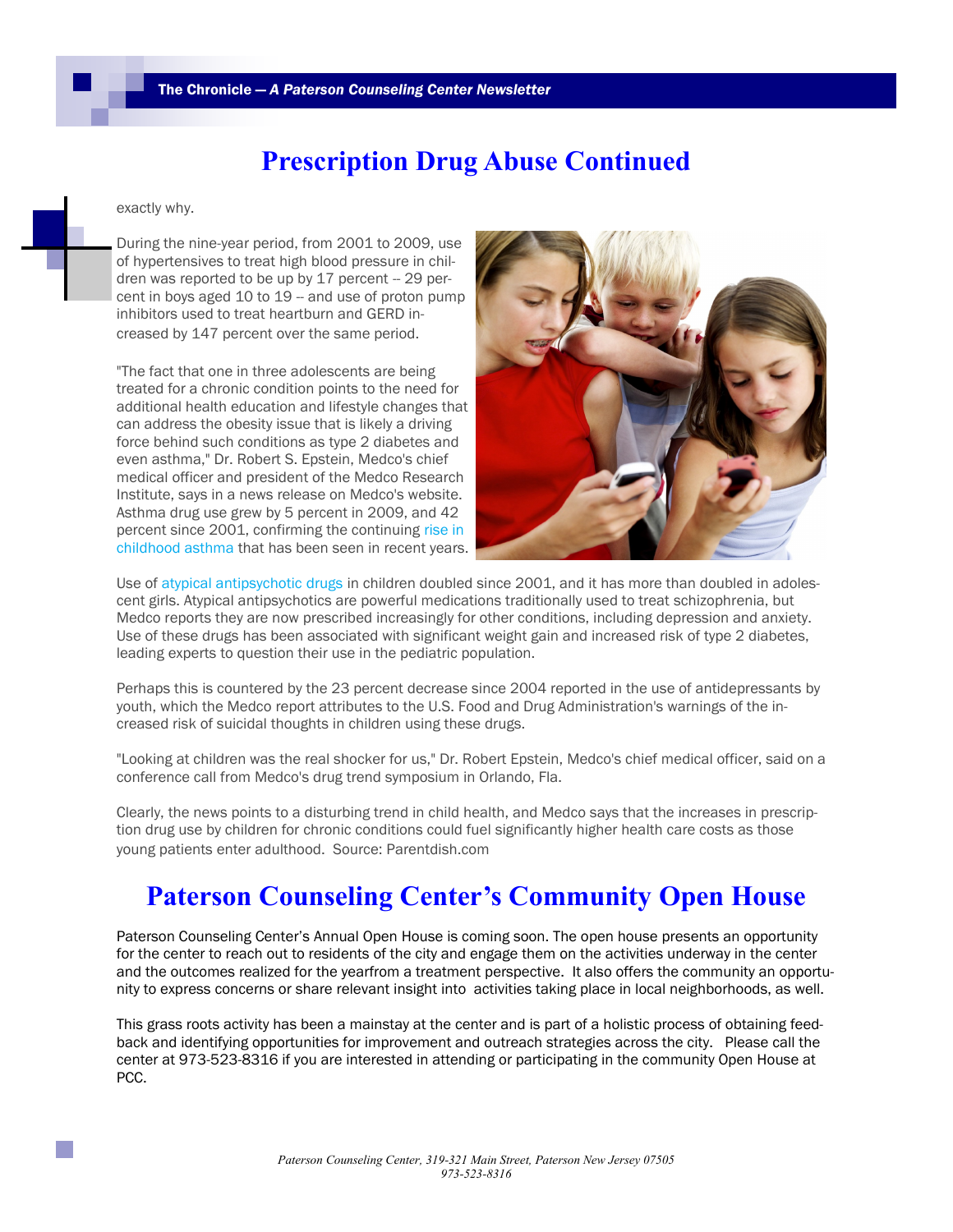# Prescription Drug Abuse Continued

exactly why.

During the nine-year period, from 2001 to 2009, use of hypertensives to treat high blood pressure in children was reported to be up by 17 percent -- 29 percent in boys aged 10 to 19 -- and use of proton pump inhibitors used to treat heartburn and GERD increased by 147 percent over the same period.

"The fact that one in three adolescents are being treated for a chronic condition points to the need for additional health education and lifestyle changes that can address the obesity issue that is likely a driving force behind such conditions as type 2 diabetes and even asthma," Dr. Robert S. Epstein, Medco's chief medical officer and president of the Medco Research Institute, says in a news release on Medco's website. Asthma drug use grew by 5 percent in 2009, and 42 percent since 2001, confirming the continuing rise in childhood asthma that has been seen in recent years.

Use of atypical antipsychotic drugs in children doubled since 2001, and it has more than doubled in adolescent girls. Atypical antipsychotics are powerful medications traditionally used to treat schizophrenia, but Medco reports they are now prescribed increasingly for other conditions, including depression and anxiety. Use of these drugs has been associated with significant weight gain and increased risk of type 2 diabetes, leading experts to question their use in the pediatric population.

Perhaps this is countered by the 23 percent decrease since 2004 reported in the use of antidepressants by youth, which the Medco report attributes to the U.S. Food and Drug Administration's warnings of the increased risk of suicidal thoughts in children using these drugs.

"Looking at children was the real shocker for us," Dr. Robert Epstein, Medco's chief medical officer, said on a conference call from Medco's drug trend symposium in Orlando, Fla.

Clearly, the news points to a disturbing trend in child health, and Medco says that the increases in prescription drug use by children for chronic conditions could fuel significantly higher health care costs as those young patients enter adulthood. Source: Parentdish.com

# Paterson Counseling Center's Community Open House

Paterson Counseling Center's Annual Open House is coming soon. The open house presents an opportunity for the center to reach out to residents of the city and engage them on the activities underway in the center and the outcomes realized for the yearfrom a treatment perspective. It also offers the community an opportunity to express concerns or share relevant insight into activities taking place in local neighborhoods, as well.

This grass roots activity has been a mainstay at the center and is part of a holistic process of obtaining feedback and identifying opportunities for improvement and outreach strategies across the city. Please call the center at 973-523-8316 if you are interested in attending or participating in the community Open House at PCC.